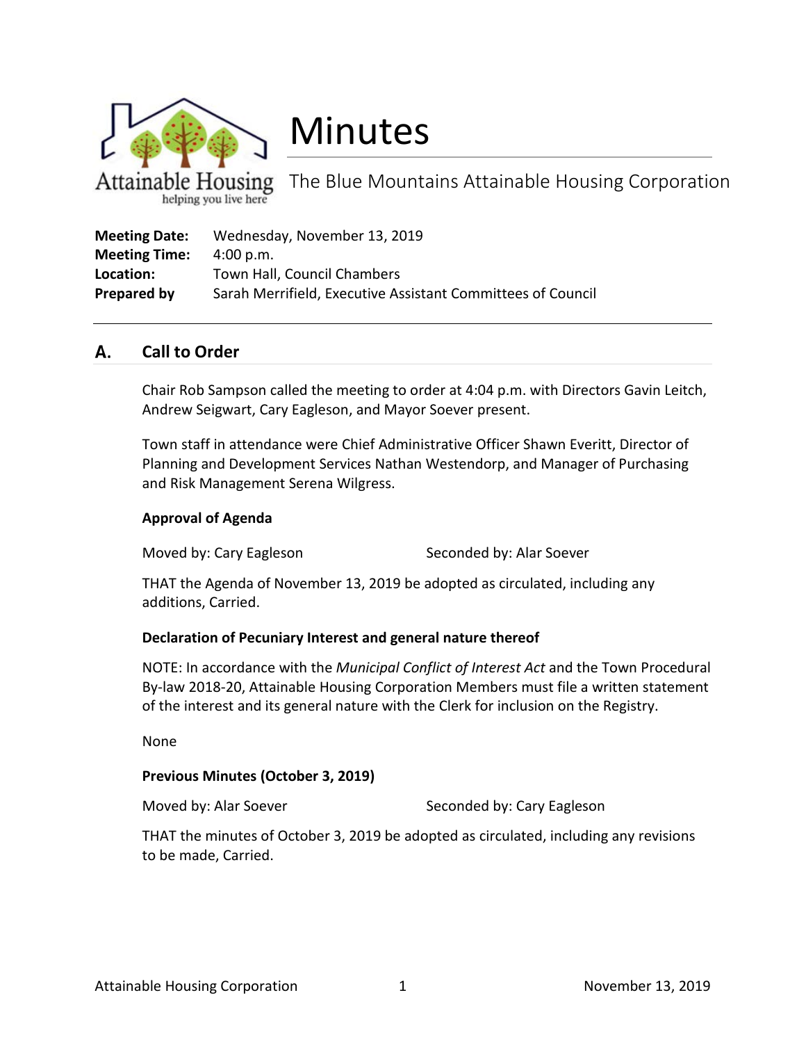# Minutes

The Blue Mountains Attainable Housing Corporation

**Meeting Date:** Wednesday, November 13, 2019
**Meeting Time:** 4:00 p.m.
**Location:** Town Hall, Council Chambers
**Prepared by** Sarah Merrifield, Executive Assistant Committees of Council

---

## A. Call to Order

Chair Rob Sampson called the meeting to order at 4:04 p.m. with Directors Gavin Leitch, Andrew Seigwart, Cary Eagleson, and Mayor Soever present.

Town staff in attendance were Chief Administrative Officer Shawn Everitt, Director of Planning and Development Services Nathan Westendorp, and Manager of Purchasing and Risk Management Serena Wilgress.

### Approval of Agenda

Moved by: Cary Eagleson    Seconded by: Alar Soever

THAT the Agenda of November 13, 2019 be adopted as circulated, including any additions, Carried.

### Declaration of Pecuniary Interest and general nature thereof

NOTE: In accordance with the *Municipal Conflict of Interest Act* and the Town Procedural By-law 2018-20, Attainable Housing Corporation Members must file a written statement of the interest and its general nature with the Clerk for inclusion on the Registry.

None

### Previous Minutes (October 3, 2019)

Moved by: Alar Soever    Seconded by: Cary Eagleson

THAT the minutes of October 3, 2019 be adopted as circulated, including any revisions to be made, Carried.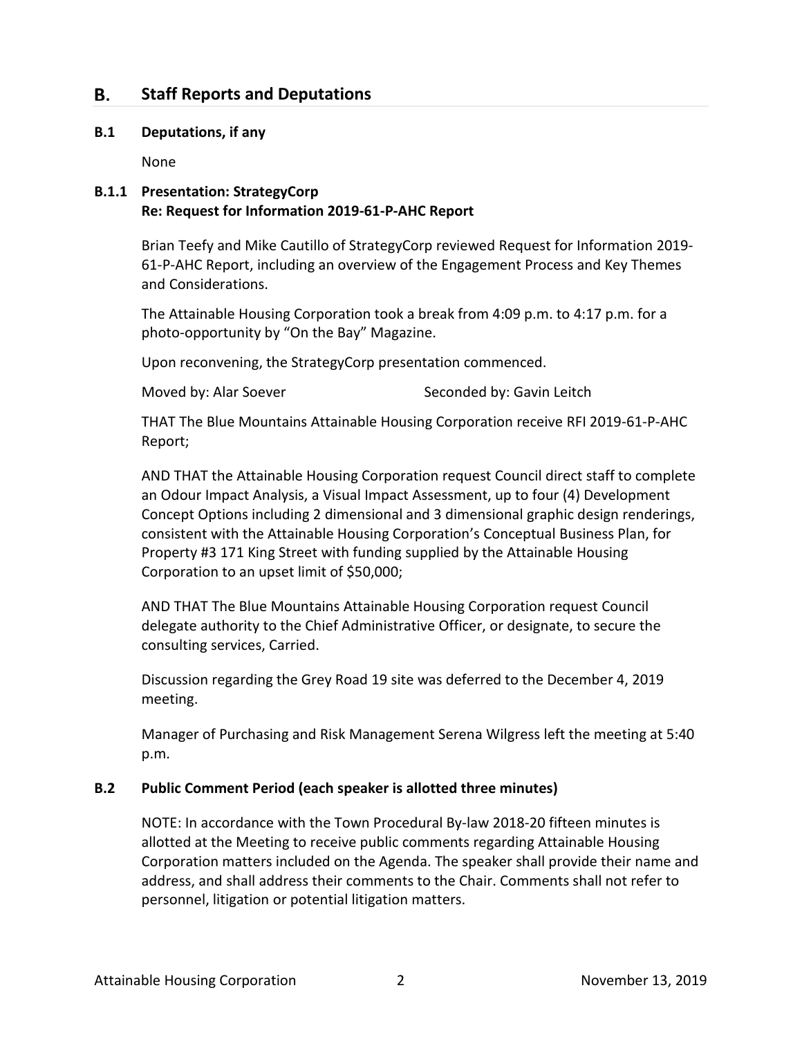## B. Staff Reports and Deputations

### B.1 Deputations, if any

None

### B.1.1 Presentation: StrategyCorp
**Re: Request for Information 2019-61-P-AHC Report**

Brian Teefy and Mike Cautillo of StrategyCorp reviewed Request for Information 2019-61-P-AHC Report, including an overview of the Engagement Process and Key Themes and Considerations.

The Attainable Housing Corporation took a break from 4:09 p.m. to 4:17 p.m. for a photo-opportunity by "On the Bay" Magazine.

Upon reconvening, the StrategyCorp presentation commenced.

Moved by: Alar Soever Seconded by: Gavin Leitch

THAT The Blue Mountains Attainable Housing Corporation receive RFI 2019-61-P-AHC Report;

AND THAT the Attainable Housing Corporation request Council direct staff to complete an Odour Impact Analysis, a Visual Impact Assessment, up to four (4) Development Concept Options including 2 dimensional and 3 dimensional graphic design renderings, consistent with the Attainable Housing Corporation's Conceptual Business Plan, for Property #3 171 King Street with funding supplied by the Attainable Housing Corporation to an upset limit of $50,000;

AND THAT The Blue Mountains Attainable Housing Corporation request Council delegate authority to the Chief Administrative Officer, or designate, to secure the consulting services, Carried.

Discussion regarding the Grey Road 19 site was deferred to the December 4, 2019 meeting.

Manager of Purchasing and Risk Management Serena Wilgress left the meeting at 5:40 p.m.

### B.2 Public Comment Period (each speaker is allotted three minutes)

NOTE: In accordance with the Town Procedural By-law 2018-20 fifteen minutes is allotted at the Meeting to receive public comments regarding Attainable Housing Corporation matters included on the Agenda. The speaker shall provide their name and address, and shall address their comments to the Chair. Comments shall not refer to personnel, litigation or potential litigation matters.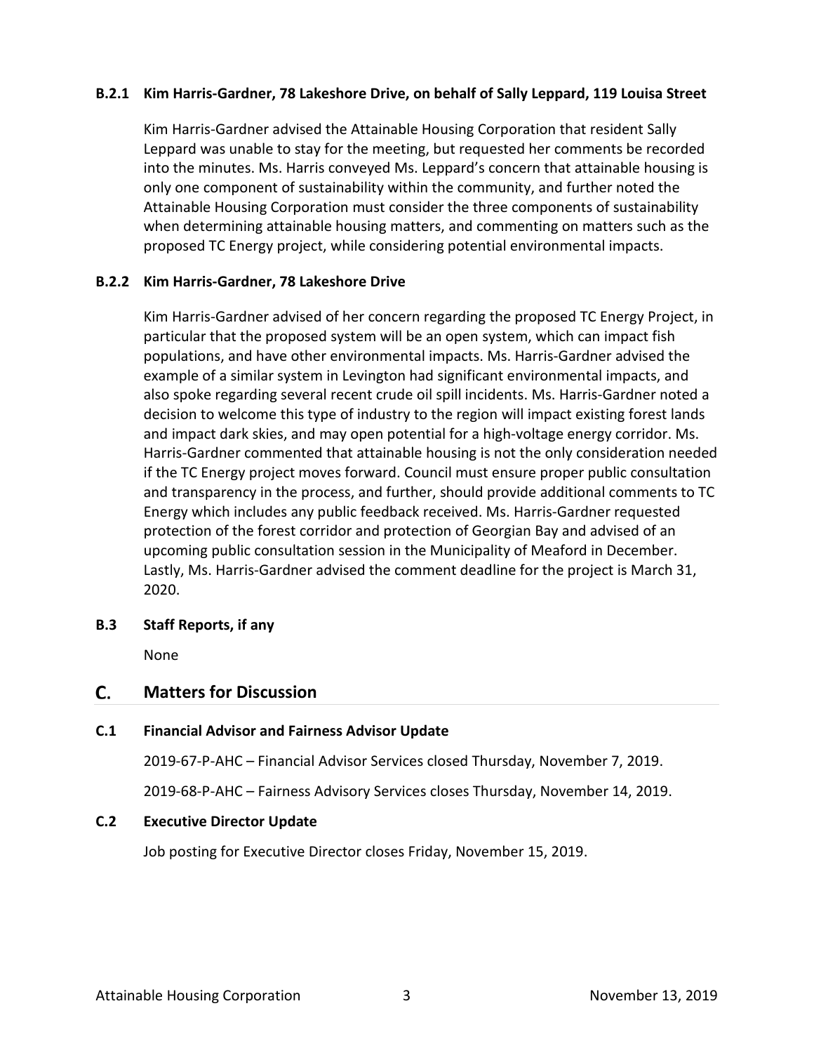#### B.2.1 Kim Harris-Gardner, 78 Lakeshore Drive, on behalf of Sally Leppard, 119 Louisa Street

Kim Harris-Gardner advised the Attainable Housing Corporation that resident Sally Leppard was unable to stay for the meeting, but requested her comments be recorded into the minutes. Ms. Harris conveyed Ms. Leppard's concern that attainable housing is only one component of sustainability within the community, and further noted the Attainable Housing Corporation must consider the three components of sustainability when determining attainable housing matters, and commenting on matters such as the proposed TC Energy project, while considering potential environmental impacts.

#### B.2.2 Kim Harris-Gardner, 78 Lakeshore Drive

Kim Harris-Gardner advised of her concern regarding the proposed TC Energy Project, in particular that the proposed system will be an open system, which can impact fish populations, and have other environmental impacts. Ms. Harris-Gardner advised the example of a similar system in Levington had significant environmental impacts, and also spoke regarding several recent crude oil spill incidents. Ms. Harris-Gardner noted a decision to welcome this type of industry to the region will impact existing forest lands and impact dark skies, and may open potential for a high-voltage energy corridor. Ms. Harris-Gardner commented that attainable housing is not the only consideration needed if the TC Energy project moves forward. Council must ensure proper public consultation and transparency in the process, and further, should provide additional comments to TC Energy which includes any public feedback received. Ms. Harris-Gardner requested protection of the forest corridor and protection of Georgian Bay and advised of an upcoming public consultation session in the Municipality of Meaford in December. Lastly, Ms. Harris-Gardner advised the comment deadline for the project is March 31, 2020.

### B.3 Staff Reports, if any

None

## C. Matters for Discussion

### C.1 Financial Advisor and Fairness Advisor Update

2019-67-P-AHC – Financial Advisor Services closed Thursday, November 7, 2019.

2019-68-P-AHC – Fairness Advisory Services closes Thursday, November 14, 2019.

### C.2 Executive Director Update

Job posting for Executive Director closes Friday, November 15, 2019.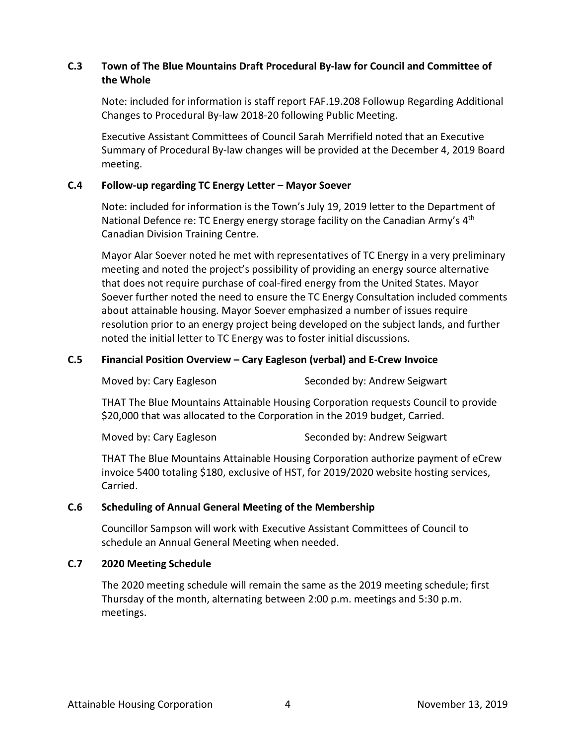### C.3 Town of The Blue Mountains Draft Procedural By-law for Council and Committee of the Whole

Note: included for information is staff report FAF.19.208 Followup Regarding Additional Changes to Procedural By-law 2018-20 following Public Meeting.

Executive Assistant Committees of Council Sarah Merrifield noted that an Executive Summary of Procedural By-law changes will be provided at the December 4, 2019 Board meeting.

### C.4 Follow-up regarding TC Energy Letter – Mayor Soever

Note: included for information is the Town's July 19, 2019 letter to the Department of National Defence re: TC Energy energy storage facility on the Canadian Army's 4th Canadian Division Training Centre.

Mayor Alar Soever noted he met with representatives of TC Energy in a very preliminary meeting and noted the project's possibility of providing an energy source alternative that does not require purchase of coal-fired energy from the United States. Mayor Soever further noted the need to ensure the TC Energy Consultation included comments about attainable housing. Mayor Soever emphasized a number of issues require resolution prior to an energy project being developed on the subject lands, and further noted the initial letter to TC Energy was to foster initial discussions.

### C.5 Financial Position Overview – Cary Eagleson (verbal) and E-Crew Invoice

Moved by: Cary Eagleson Seconded by: Andrew Seigwart

THAT The Blue Mountains Attainable Housing Corporation requests Council to provide $20,000 that was allocated to the Corporation in the 2019 budget, Carried.

Moved by: Cary Eagleson Seconded by: Andrew Seigwart

THAT The Blue Mountains Attainable Housing Corporation authorize payment of eCrew invoice 5400 totaling $180, exclusive of HST, for 2019/2020 website hosting services, Carried.

### C.6 Scheduling of Annual General Meeting of the Membership

Councillor Sampson will work with Executive Assistant Committees of Council to schedule an Annual General Meeting when needed.

### C.7 2020 Meeting Schedule

The 2020 meeting schedule will remain the same as the 2019 meeting schedule; first Thursday of the month, alternating between 2:00 p.m. meetings and 5:30 p.m. meetings.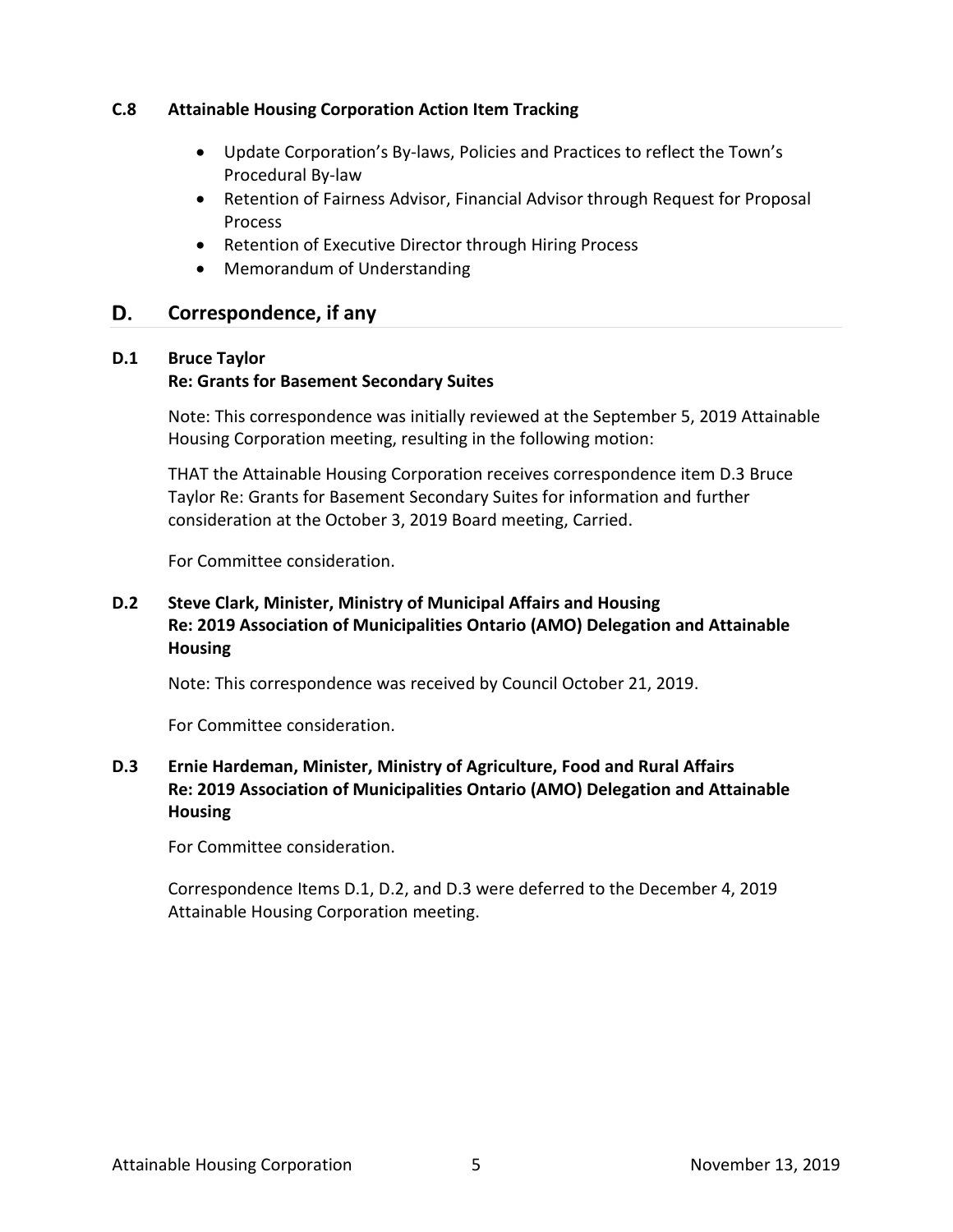### C.8 Attainable Housing Corporation Action Item Tracking

- Update Corporation's By-laws, Policies and Practices to reflect the Town's Procedural By-law
- Retention of Fairness Advisor, Financial Advisor through Request for Proposal Process
- Retention of Executive Director through Hiring Process
- Memorandum of Understanding

## D. Correspondence, if any

### D.1 Bruce Taylor
**Re: Grants for Basement Secondary Suites**

Note: This correspondence was initially reviewed at the September 5, 2019 Attainable Housing Corporation meeting, resulting in the following motion:

THAT the Attainable Housing Corporation receives correspondence item D.3 Bruce Taylor Re: Grants for Basement Secondary Suites for information and further consideration at the October 3, 2019 Board meeting, Carried.

For Committee consideration.

### D.2 Steve Clark, Minister, Ministry of Municipal Affairs and Housing
**Re: 2019 Association of Municipalities Ontario (AMO) Delegation and Attainable Housing**

Note: This correspondence was received by Council October 21, 2019.

For Committee consideration.

### D.3 Ernie Hardeman, Minister, Ministry of Agriculture, Food and Rural Affairs
**Re: 2019 Association of Municipalities Ontario (AMO) Delegation and Attainable Housing**

For Committee consideration.

Correspondence Items D.1, D.2, and D.3 were deferred to the December 4, 2019 Attainable Housing Corporation meeting.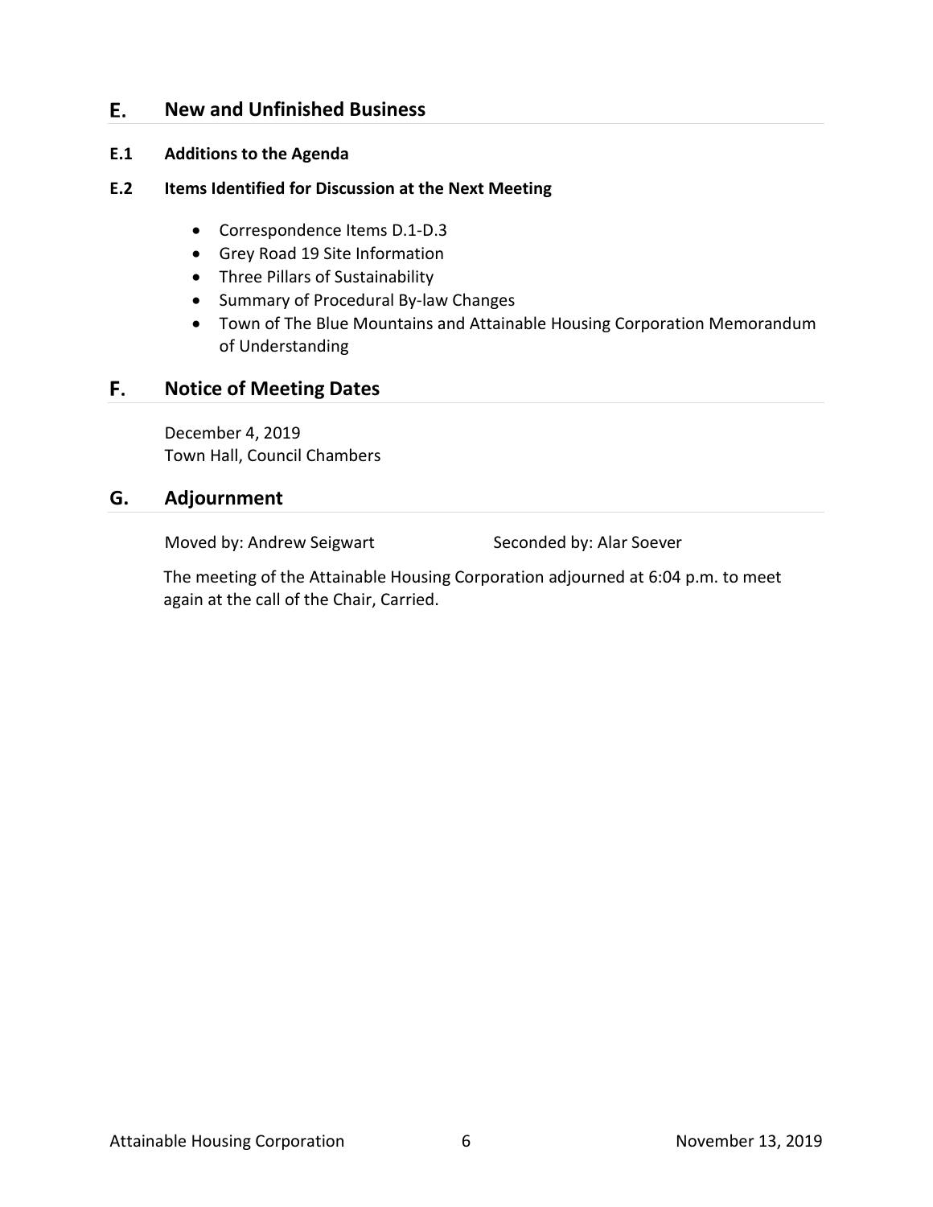## E. New and Unfinished Business

### E.1 Additions to the Agenda

### E.2 Items Identified for Discussion at the Next Meeting

- Correspondence Items D.1-D.3
- Grey Road 19 Site Information
- Three Pillars of Sustainability
- Summary of Procedural By-law Changes
- Town of The Blue Mountains and Attainable Housing Corporation Memorandum of Understanding

## F. Notice of Meeting Dates

December 4, 2019
Town Hall, Council Chambers

## G. Adjournment

Moved by: Andrew Seigwart Seconded by: Alar Soever

The meeting of the Attainable Housing Corporation adjourned at 6:04 p.m. to meet again at the call of the Chair, Carried.